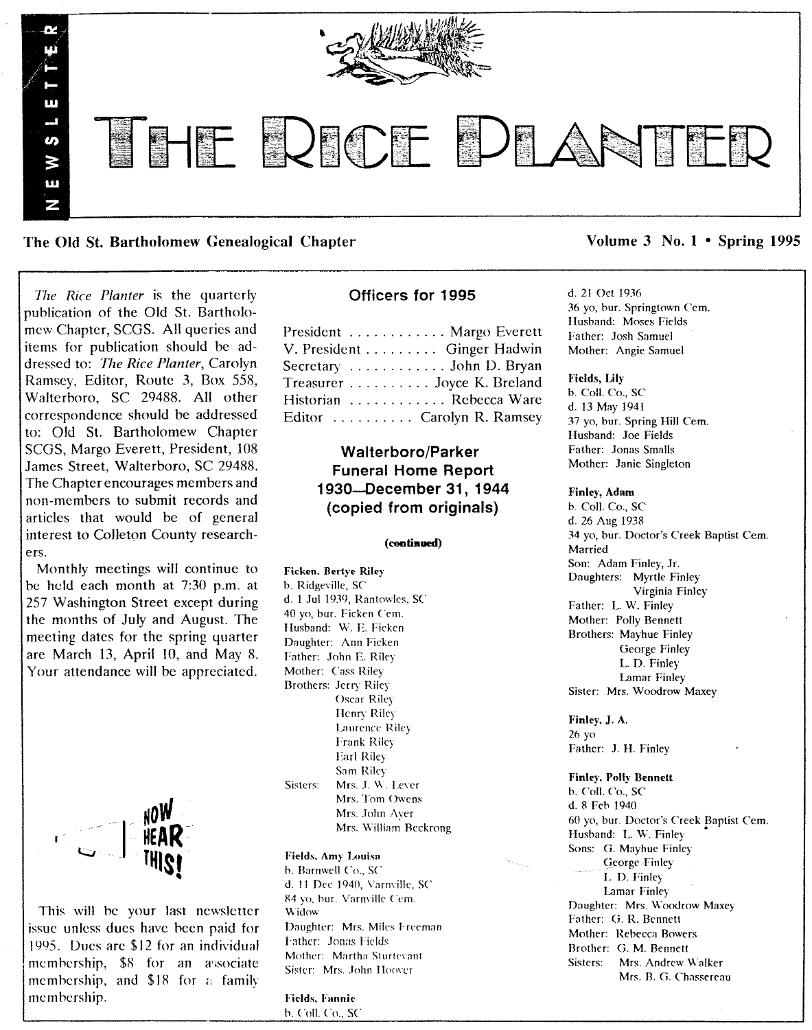# THE RICE PLANTER

NEWSLETTER

**The Old St. Bartholomew Genealogical Chapter** — **Volume 3 No. 1 • Spring 1995**

*The Rice Planter* is the quarterly publication of the Old St. Bartholomew Chapter, SCGS. All queries and items for publication should be addressed to: *The Rice Planter*, Carolyn Ramsey, Editor, Route 3, Box 558, Walterboro, SC 29488. All other correspondence should be addressed to: Old St. Bartholomew Chapter SCGS, Margo Everett, President, 108 James Street, Walterboro, SC 29488. The Chapter encourages members and non-members to submit records and articles that would be of general interest to Colleton County researchers.

Monthly meetings will continue to be held each month at 7:30 p.m. at 257 Washington Street except during the months of July and August. The meeting dates for the spring quarter are March 13, April 10, and May 8. Your attendance will be appreciated.

NOW HEAR THIS!

This will be your last newsletter issue unless dues have been paid for 1995. Dues are $12 for an individual membership, $8 for an associate membership, and $18 for a family membership.

## Officers for 1995

President . . . . . . . . . . . . Margo Everett
V. President . . . . . . . . . Ginger Hadwin
Secretary . . . . . . . . . . . . John D. Bryan
Treasurer . . . . . . . . . . Joyce K. Breland
Historian . . . . . . . . . . . . Rebecca Ware
Editor . . . . . . . . . . Carolyn R. Ramsey

## Walterboro/Parker Funeral Home Report 1930—December 31, 1944 (copied from originals)

**(continued)**

**Ficken, Bertye Riley**
b. Ridgeville, SC
d. 1 Jul 1939, Rantowles, SC
40 yo, bur. Ficken Cem.
Husband: W. E. Ficken
Daughter: Ann Ficken
Father: John E. Riley
Mother: Cass Riley
Brothers: Jerry Riley
Oscar Riley
Henry Riley
Laurence Riley
Frank Riley
Earl Riley
Sam Riley
Sisters: Mrs. J. W. Lever
Mrs. Tom Owens
Mrs. John Ayer
Mrs. William Beckrong

**Fields, Amy Louisa**
b. Barnwell Co., SC
d. 11 Dec 1940, Varnville, SC
84 yo, bur. Varnville Cem.
Widow
Daughter: Mrs. Miles Freeman
Father: Jonas Fields
Mother: Martha Sturtevant
Sister: Mrs. John Hoover

**Fields, Fannie**
b. Coll. Co., SC
d. 21 Oct 1936
36 yo, bur. Springtown Cem.
Husband: Moses Fields
Father: Josh Samuel
Mother: Angie Samuel

**Fields, Lily**
b. Coll. Co., SC
d. 13 May 1941
37 yo, bur. Spring Hill Cem.
Husband: Joe Fields
Father: Jonas Smalls
Mother: Janie Singleton

**Finley, Adam**
b. Coll. Co., SC
d. 26 Aug 1938
34 yo, bur. Doctor's Creek Baptist Cem.
Married
Son: Adam Finley, Jr.
Daughters: Myrtle Finley
Virginia Finley
Father: L. W. Finley
Mother: Polly Bennett
Brothers: Mayhue Finley
George Finley
L. D. Finley
Lamar Finley
Sister: Mrs. Woodrow Maxey

**Finley, J. A.**
26 yo
Father: J. H. Finley

**Finley, Polly Bennett**
b. Coll. Co., SC
d. 8 Feb 1940
60 yo, bur. Doctor's Creek Baptist Cem.
Husband: L. W. Finley
Sons: G. Mayhue Finley
George Finley
L. D. Finley
Lamar Finley
Daughter: Mrs. Woodrow Maxey
Father: G. R. Bennett
Mother: Rebecca Bowers
Brother: G. M. Bennett
Sisters: Mrs. Andrew Walker
Mrs. B. G. Chassereau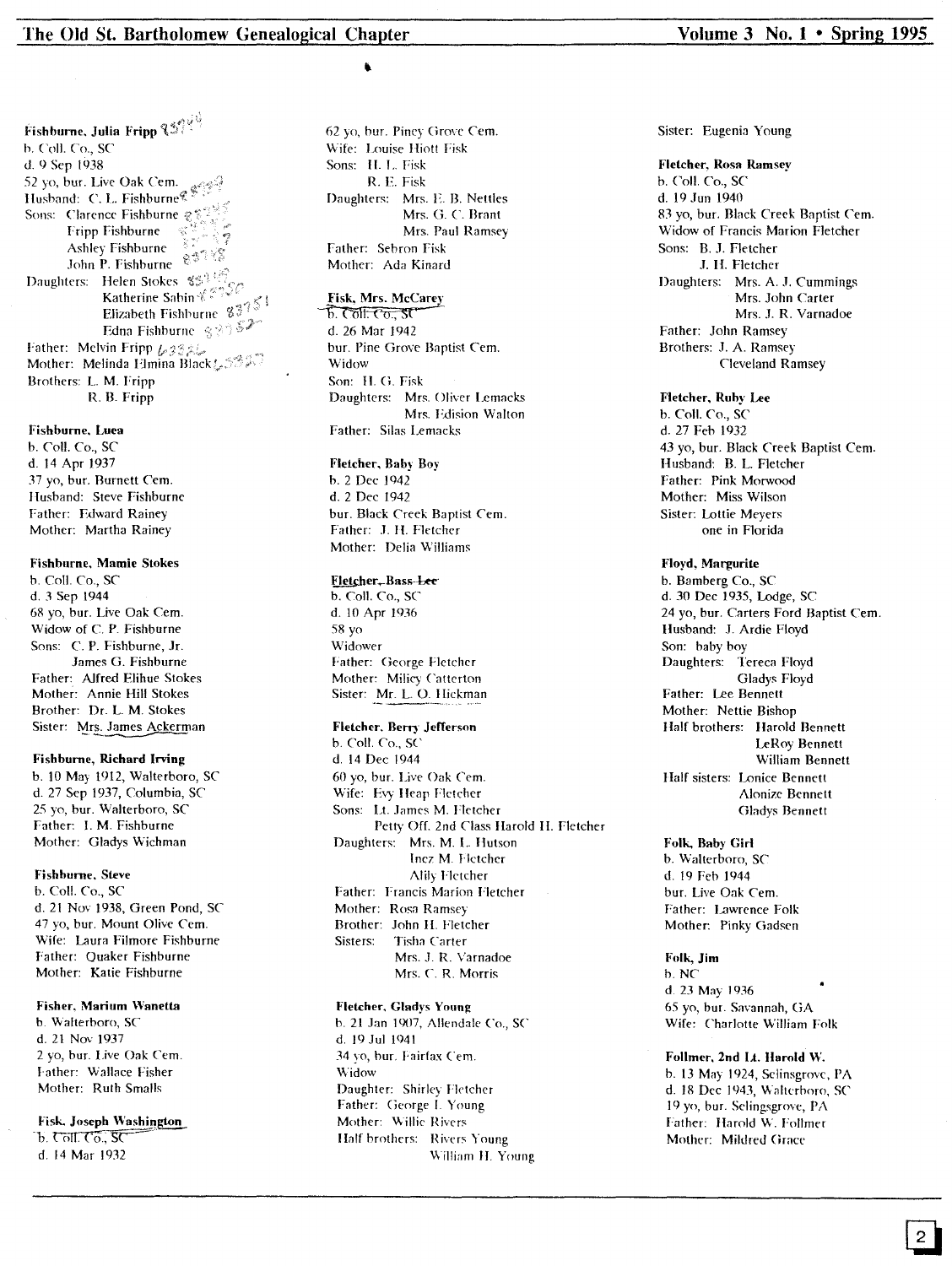**Fishburne, Julia Fripp** 83749

b. Coll. Co., SC
d. 9 Sep 1938
52 yo, bur. Live Oak Cem.
Husband: C. L. Fishburne
Sons: Clarence Fishburne
    Fripp Fishburne
    Ashley Fishburne
    John P. Fishburne
Daughters: Helen Stokes
    Katherine Sabin
    Elizabeth Fishburne 83751
    Edna Fishburne 83752
Father: Melvin Fripp
Mother: Melinda Elmina Black
Brothers: L. M. Fripp
    R. B. Fripp

**Fishburne, Luea**

b. Coll. Co., SC
d. 14 Apr 1937
37 yo, bur. Burnett Cem.
Husband: Steve Fishburne
Father: Edward Rainey
Mother: Martha Rainey

**Fishburne, Mamie Stokes**

b. Coll. Co., SC
d. 3 Sep 1944
68 yo, bur. Live Oak Cem.
Widow of C. P. Fishburne
Sons: C. P. Fishburne, Jr.
    James G. Fishburne
Father: Alfred Elihue Stokes
Mother: Annie Hill Stokes
Brother: Dr. L. M. Stokes
Sister: Mrs. James Ackerman

**Fishburne, Richard Irving**

b. 10 May 1912, Walterboro, SC
d. 27 Sep 1937, Columbia, SC
25 yo, bur. Walterboro, SC
Father: I. M. Fishburne
Mother: Gladys Wichman

**Fishburne, Steve**

b. Coll. Co., SC
d. 21 Nov 1938, Green Pond, SC
47 yo, bur. Mount Olive Cem.
Wife: Laura Filmore Fishburne
Father: Quaker Fishburne
Mother: Katie Fishburne

**Fisher, Marium Wanetta**

b. Walterboro, SC
d. 21 Nov 1937
2 yo, bur. Live Oak Cem.
Father: Wallace Fisher
Mother: Ruth Smalls

**Fisk, Joseph Washington**

~~b. Coll. Co., SC~~
d. 14 Mar 1932
62 yo, bur. Piney Grove Cem.
Wife: Louise Hiott Fisk
Sons: H. L. Fisk
    R. E. Fisk
Daughters: Mrs. E. B. Nettles
    Mrs. G. C. Brant
    Mrs. Paul Ramsey
Father: Sebron Fisk
Mother: Ada Kinard

**Fisk, Mrs. McCarey**

~~b. Coll. Co., SC~~
d. 26 Mar 1942
bur. Pine Grove Baptist Cem.
Widow
Son: H. G. Fisk
Daughters: Mrs. Oliver Lemacks
    Mrs. Edision Walton
Father: Silas Lemacks

**Fletcher, Baby Boy**

b. 2 Dec 1942
d. 2 Dec 1942
bur. Black Creek Baptist Cem.
Father: J. H. Fletcher
Mother: Delia Williams

**Fletcher, Bass ~~Lee~~**

b. Coll. Co., SC
d. 10 Apr 1936
58 yo
Widower
Father: George Fletcher
Mother: Milicy Catterton
Sister: Mr. L. O. Hickman

**Fletcher, Berry Jefferson**

b. Coll. Co., SC
d. 14 Dec 1944
60 yo, bur. Live Oak Cem.
Wife: Evy Heap Fletcher
Sons: Lt. James M. Fletcher
    Petty Off. 2nd Class Harold H. Fletcher
Daughters: Mrs. M. L. Hutson
    Inez M. Fletcher
    Alily Fletcher
Father: Francis Marion Fletcher
Mother: Rosa Ramsey
Brother: John H. Fletcher
Sisters: Tisha Carter
    Mrs. J. R. Varnadoe
    Mrs. C. R. Morris

**Fletcher, Gladys Young**

b. 21 Jan 1907, Allendale Co., SC
d. 19 Jul 1941
34 yo, bur. Fairfax Cem.
Widow
Daughter: Shirley Fletcher
Father: George I. Young
Mother: Willie Rivers
Half brothers: Rivers Young
    William H. Young
Sister: Eugenia Young

**Fletcher, Rosa Ramsey**

b. Coll. Co., SC
d. 19 Jun 1940
83 yo, bur. Black Creek Baptist Cem.
Widow of Francis Marion Fletcher
Sons: B. J. Fletcher
    J. H. Fletcher
Daughters: Mrs. A. J. Cummings
    Mrs. John Carter
    Mrs. J. R. Varnadoe
Father: John Ramsey
Brothers: J. A. Ramsey
    Cleveland Ramsey

**Fletcher, Ruby Lee**

b. Coll. Co., SC
d. 27 Feb 1932
43 yo, bur. Black Creek Baptist Cem.
Husband: B. L. Fletcher
Father: Pink Morwood
Mother: Miss Wilson
Sister: Lottie Meyers
    one in Florida

**Floyd, Margurite**

b. Bamberg Co., SC
d. 30 Dec 1935, Lodge, SC
24 yo, bur. Carters Ford Baptist Cem.
Husband: J. Ardie Floyd
Son: baby boy
Daughters: Tereca Floyd
    Gladys Floyd
Father: Lee Bennett
Mother: Nettie Bishop
Half brothers: Harold Bennett
    LeRoy Bennett
    William Bennett
Half sisters: Lonice Bennett
    Alonize Bennett
    Gladys Bennett

**Folk, Baby Girl**

b. Walterboro, SC
d. 19 Feb 1944
bur. Live Oak Cem.
Father: Lawrence Folk
Mother: Pinky Gadsen

**Folk, Jim**

b. NC
d. 23 May 1936
65 yo, bur. Savannah, GA
Wife: Charlotte William Folk

**Follmer, 2nd Lt. Harold W.**

b. 13 May 1924, Selinsgrove, PA
d. 18 Dec 1943, Walterboro, SC
19 yo, bur. Selingsgrove, PA
Father: Harold W. Follmer
Mother: Mildred Grace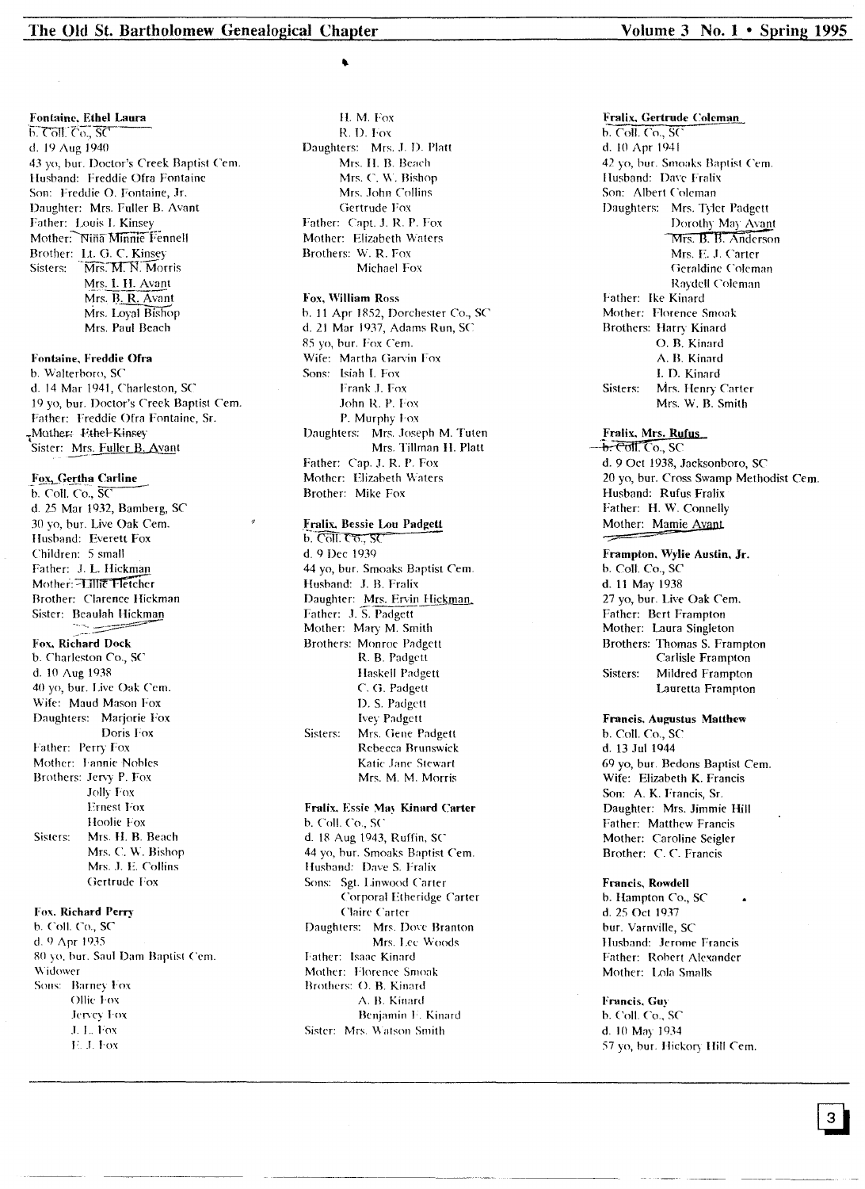**Fontaine, Ethel Laura**
b. Coll. Co., SC
d. 19 Aug 1940
43 yo, bur. Doctor's Creek Baptist Cem.
Husband: Freddie Ofra Fontaine
Son: Freddie O. Fontaine, Jr.
Daughter: Mrs. Fuller B. Avant
Father: Louis I. Kinsey
Mother: Nina Minnie Fennell
Brother: Lt. G. C. Kinsey
Sisters: Mrs. M. N. Morris
Mrs. I. H. Avant
Mrs. B. R. Avant
Mrs. Loyal Bishop
Mrs. Paul Beach

**Fontaine, Freddie Ofra**
b. Walterboro, SC
d. 14 Mar 1941, Charleston, SC
19 yo, bur. Doctor's Creek Baptist Cem.
Father: Freddie Ofra Fontaine, Sr.
Mother: Ethel Kinsey
Sister: Mrs. Fuller B. Avant

**Fox, Gertha Carline**
b. Coll. Co., SC
d. 25 Mar 1932, Bamberg, SC
30 yo, bur. Live Oak Cem.
Husband: Everett Fox
Children: 5 small
Father: J. L. Hickman
Mother: Lillie Fletcher
Brother: Clarence Hickman
Sister: Beaulah Hickman

**Fox, Richard Dock**
b. Charleston Co., SC
d. 10 Aug 1938
40 yo, bur. Live Oak Cem.
Wife: Maud Mason Fox
Daughters: Marjorie Fox
Doris Fox
Father: Perry Fox
Mother: Fannie Nobles
Brothers: Jervy P. Fox
Jolly Fox
Ernest Fox
Hoolie Fox
Sisters: Mrs. H. B. Beach
Mrs. C. W. Bishop
Mrs. J. E. Collins
Gertrude Fox

**Fox, Richard Perry**
b. Coll. Co., SC
d. 9 Apr 1935
80 yo, bur. Saul Dam Baptist Cem.
Widower
Sons: Barney Fox
Ollie Fox
Jervey Fox
J. L. Fox
E. J. Fox
H. M. Fox
R. D. Fox
Daughters: Mrs. J. D. Platt
Mrs. H. B. Beach
Mrs. C. W. Bishop
Mrs. John Collins
Gertrude Fox
Father: Capt. J. R. P. Fox
Mother: Elizabeth Waters
Brothers: W. R. Fox
Michael Fox

**Fox, William Ross**
b. 11 Apr 1852, Dorchester Co., SC
d. 21 Mar 1937, Adams Run, SC
85 yo, bur. Fox Cem.
Wife: Martha Garvin Fox
Sons: Isiah I. Fox
Frank J. Fox
John R. P. Fox
P. Murphy Fox
Daughters: Mrs. Joseph M. Tuten
Mrs. Tillman H. Platt
Father: Cap. J. R. P. Fox
Mother: Elizabeth Waters
Brother: Mike Fox

**Fralix, Bessie Lou Padgett**
b. Coll. Co., SC
d. 9 Dec 1939
44 yo, bur. Smoaks Baptist Cem.
Husband: J. B. Fralix
Daughter: Mrs. Ervin Hickman
Father: J. S. Padgett
Mother: Mary M. Smith
Brothers: Monroe Padgett
R. B. Padgett
Haskell Padgett
C. G. Padgett
D. S. Padgett
Ivey Padgett
Sisters: Mrs. Gene Padgett
Rebecca Brunswick
Katie Jane Stewart
Mrs. M. M. Morris

**Fralix, Essie May Kinard Carter**
b. Coll. Co., SC
d. 18 Aug 1943, Ruffin, SC
44 yo, bur. Smoaks Baptist Cem.
Husband: Dave S. Fralix
Sons: Sgt. Linwood Carter
Corporal Etheridge Carter
Claire Carter
Daughters: Mrs. Dove Branton
Mrs. Lee Woods
Father: Isaac Kinard
Mother: Florence Smoak
Brothers: O. B. Kinard
A. B. Kinard
Benjamin F. Kinard
Sister: Mrs. Watson Smith

**Fralix, Gertrude Coleman**
b. Coll. Co., SC
d. 10 Apr 1941
42 yo, bur. Smoaks Baptist Cem.
Husband: Dave Fralix
Son: Albert Coleman
Daughters: Mrs. Tyler Padgett
Dorothy May Avant
Mrs. B. B. Anderson
Mrs. E. J. Carter
Geraldine Coleman
Raydell Coleman
Father: Ike Kinard
Mother: Florence Smoak
Brothers: Harry Kinard
O. B. Kinard
A. B. Kinard
I. D. Kinard
Sisters: Mrs. Henry Carter
Mrs. W. B. Smith

**Fralix, Mrs. Rufus**
b. Coll. Co., SC
d. 9 Oct 1938, Jacksonboro, SC
20 yo, bur. Cross Swamp Methodist Cem.
Husband: Rufus Fralix
Father: H. W. Connelly
Mother: Mamie Avant

**Frampton, Wylie Austin, Jr.**
b. Coll. Co., SC
d. 11 May 1938
27 yo, bur. Live Oak Cem.
Father: Bert Frampton
Mother: Laura Singleton
Brothers: Thomas S. Frampton
Carlisle Frampton
Sisters: Mildred Frampton
Lauretta Frampton

**Francis, Augustus Matthew**
b. Coll. Co., SC
d. 13 Jul 1944
69 yo, bur. Bedons Baptist Cem.
Wife: Elizabeth K. Francis
Son: A. K. Francis, Sr.
Daughter: Mrs. Jimmie Hill
Father: Matthew Francis
Mother: Caroline Seigler
Brother: C. C. Francis

**Francis, Rowdell**
b. Hampton Co., SC
d. 25 Oct 1937
bur. Varnville, SC
Husband: Jerome Francis
Father: Robert Alexander
Mother: Lola Smalls

**Francis, Guy**
b. Coll. Co., SC
d. 10 May 1934
57 yo, bur. Hickory Hill Cem.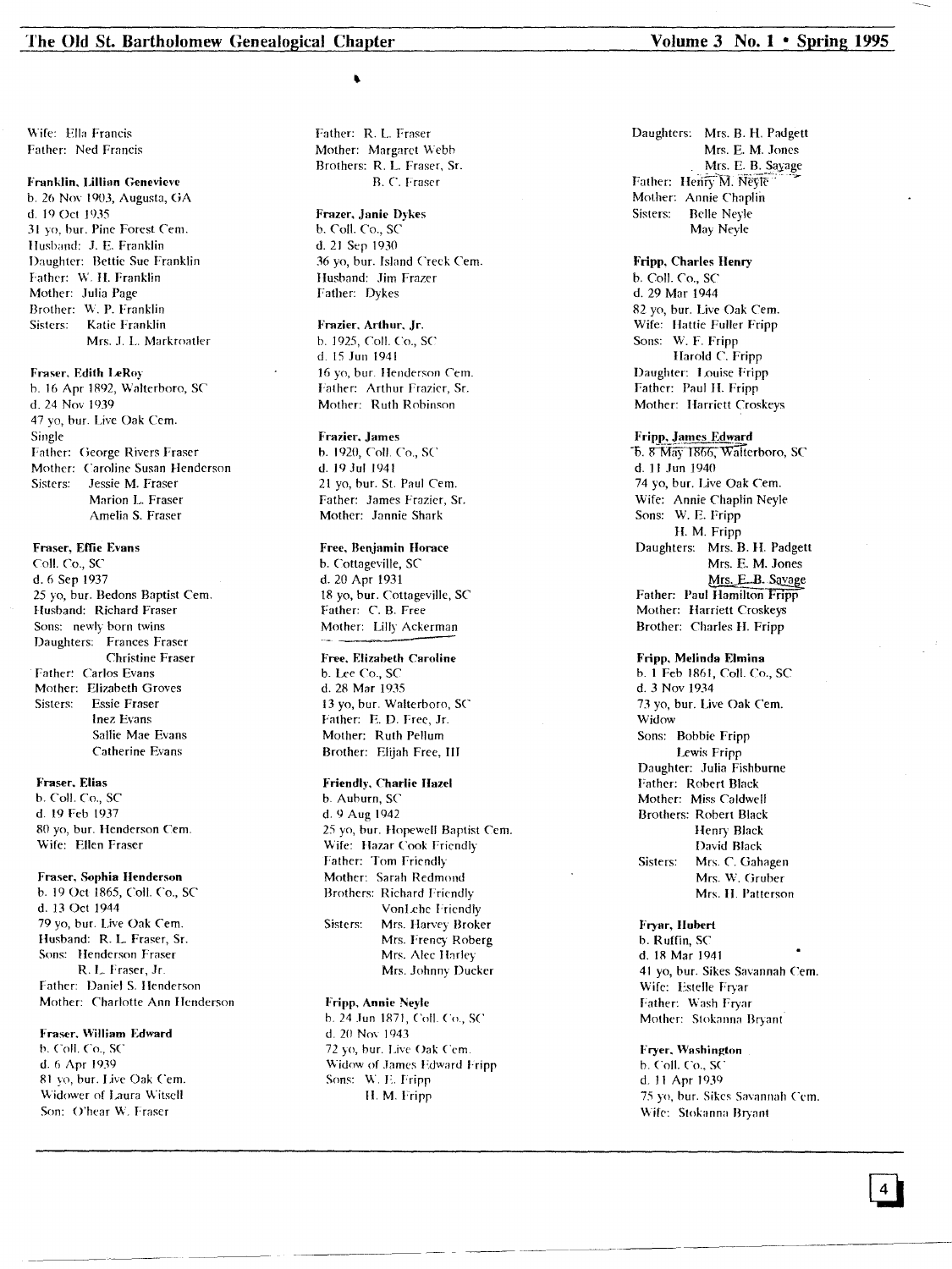Wife: Ella Francis
Father: Ned Francis

**Franklin, Lillian Genevieve**
b. 26 Nov 1903, Augusta, GA
d. 19 Oct 1935
31 yo, bur. Pine Forest Cem.
Husband: J. E. Franklin
Daughter: Bettie Sue Franklin
Father: W. H. Franklin
Mother: Julia Page
Brother: W. P. Franklin
Sisters: Katie Franklin
Mrs. J. L. Markroatler

**Fraser, Edith LeRoy**
b. 16 Apr 1892, Walterboro, SC
d. 24 Nov 1939
47 yo, bur. Live Oak Cem.
Single
Father: George Rivers Fraser
Mother: Caroline Susan Henderson
Sisters: Jessie M. Fraser
Marion L. Fraser
Amelia S. Fraser

**Fraser, Effie Evans**
Coll. Co., SC
d. 6 Sep 1937
25 yo, bur. Bedons Baptist Cem.
Husband: Richard Fraser
Sons: newly born twins
Daughters: Frances Fraser
Christine Fraser
Father: Carlos Evans
Mother: Elizabeth Groves
Sisters: Essie Fraser
Inez Evans
Sallie Mae Evans
Catherine Evans

**Fraser, Elias**
b. Coll. Co., SC
d. 19 Feb 1937
80 yo, bur. Henderson Cem.
Wife: Ellen Fraser

**Fraser, Sophia Henderson**
b. 19 Oct 1865, Coll. Co., SC
d. 13 Oct 1944
79 yo, bur. Live Oak Cem.
Husband: R. L. Fraser, Sr.
Sons: Henderson Fraser
R. L. Fraser, Jr.
Father: Daniel S. Henderson
Mother: Charlotte Ann Henderson

**Fraser, William Edward**
b. Coll. Co., SC
d. 6 Apr 1939
81 yo, bur. Live Oak Cem.
Widower of Laura Witsell
Son: O'hear W. Fraser
Father: R. L. Fraser
Mother: Margaret Webb
Brothers: R. L. Fraser, Sr.
B. C. Fraser

**Frazer, Janie Dykes**
b. Coll. Co., SC
d. 21 Sep 1930
36 yo, bur. Island Creek Cem.
Husband: Jim Frazer
Father: Dykes

**Frazier, Arthur, Jr.**
b. 1925, Coll. Co., SC
d. 15 Jun 1941
16 yo, bur. Henderson Cem.
Father: Arthur Frazier, Sr.
Mother: Ruth Robinson

**Frazier, James**
b. 1920, Coll. Co., SC
d. 19 Jul 1941
21 yo, bur. St. Paul Cem.
Father: James Frazier, Sr.
Mother: Jannie Shark

**Free, Benjamin Horace**
b. Cottageville, SC
d. 20 Apr 1931
18 yo, bur. Cottageville, SC
Father: C. B. Free
Mother: Lilly Ackerman

**Free, Elizabeth Caroline**
b. Lee Co., SC
d. 28 Mar 1935
13 yo, bur. Walterboro, SC
Father: E. D. Free, Jr.
Mother: Ruth Pellum
Brother: Elijah Free, III

**Friendly, Charlie Hazel**
b. Auburn, SC
d. 9 Aug 1942
25 yo, bur. Hopewell Baptist Cem.
Wife: Hazar Cook Friendly
Father: Tom Friendly
Mother: Sarah Redmond
Brothers: Richard Friendly
VonLehe Friendly
Sisters: Mrs. Harvey Broker
Mrs. Frency Roberg
Mrs. Alec Harley
Mrs. Johnny Ducker

**Fripp, Annie Neyle**
b. 24 Jun 1871, Coll. Co., SC
d. 20 Nov 1943
72 yo, bur. Live Oak Cem.
Widow of James Edward Fripp
Sons: W. E. Fripp
H. M. Fripp
Daughters: Mrs. B. H. Padgett
Mrs. E. M. Jones
Mrs. E. B. Savage
Father: Henry M. Neyle
Mother: Annie Chaplin
Sisters: Belle Neyle
May Neyle

**Fripp, Charles Henry**
b. Coll. Co., SC
d. 29 Mar 1944
82 yo, bur. Live Oak Cem.
Wife: Hattie Fuller Fripp
Sons: W. F. Fripp
Harold C. Fripp
Daughter: Louise Fripp
Father: Paul H. Fripp
Mother: Harriett Croskeys

**Fripp, James Edward**
b. 8 May 1866, Walterboro, SC
d. 11 Jun 1940
74 yo, bur. Live Oak Cem.
Wife: Annie Chaplin Neyle
Sons: W. E. Fripp
H. M. Fripp
Daughters: Mrs. B. H. Padgett
Mrs. E. M. Jones
Mrs. E. B. Savage
Father: Paul Hamilton Fripp
Mother: Harriett Croskeys
Brother: Charles H. Fripp

**Fripp, Melinda Elmina**
b. 1 Feb 1861, Coll. Co., SC
d. 3 Nov 1934
73 yo, bur. Live Oak Cem.
Widow
Sons: Bobbie Fripp
Lewis Fripp
Daughter: Julia Fishburne
Father: Robert Black
Mother: Miss Caldwell
Brothers: Robert Black
Henry Black
David Black
Sisters: Mrs. C. Gahagen
Mrs. W. Gruber
Mrs. H. Patterson

**Fryar, Hubert**
b. Ruffin, SC
d. 18 Mar 1941
41 yo, bur. Sikes Savannah Cem.
Wife: Estelle Fryar
Father: Wash Fryar
Mother: Stokanna Bryant

**Fryer, Washington**
b. Coll. Co., SC
d. 11 Apr 1939
75 yo, bur. Sikes Savannah Cem.
Wife: Stokanna Bryant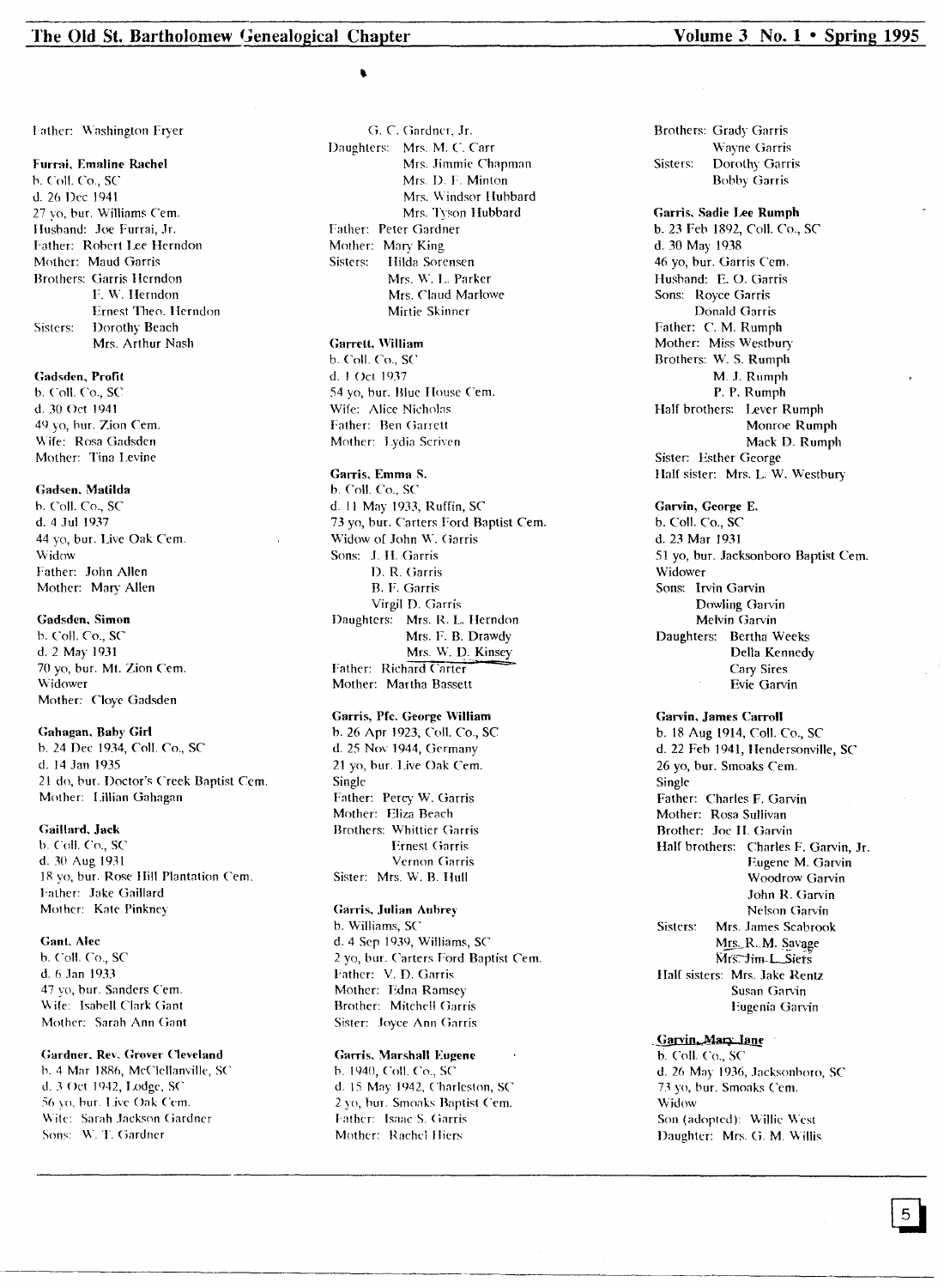Father: Washington Fryer

**Furrai, Emaline Rachel**
b. Coll. Co., SC
d. 26 Dec 1941
27 yo, bur. Williams Cem.
Husband: Joe Furrai, Jr.
Father: Robert Lee Herndon
Mother: Maud Garris
Brothers: Garris Herndon
F. W. Herndon
Ernest Theo. Herndon
Sisters: Dorothy Beach
Mrs. Arthur Nash

**Gadsden, Profit**
b. Coll. Co., SC
d. 30 Oct 1941
49 yo, bur. Zion Cem.
Wife: Rosa Gadsden
Mother: Tina Levine

**Gadsen, Matilda**
b. Coll. Co., SC
d. 4 Jul 1937
44 yo, bur. Live Oak Cem.
Widow
Father: John Allen
Mother: Mary Allen

**Gadsden, Simon**
b. Coll. Co., SC
d. 2 May 1931
70 yo, bur. Mt. Zion Cem.
Widower
Mother: Cloye Gadsden

**Gahagan, Baby Girl**
b. 24 Dec 1934, Coll. Co., SC
d. 14 Jan 1935
21 do, bur. Doctor's Creek Baptist Cem.
Mother: Lillian Gahagan

**Gaillard, Jack**
b. Coll. Co., SC
d. 30 Aug 1931
18 yo, bur. Rose Hill Plantation Cem.
Father: Jake Gaillard
Mother: Kate Pinkney

**Gant, Alec**
b. Coll. Co., SC
d. 6 Jan 1933
47 yo, bur. Sanders Cem.
Wife: Isabell Clark Gant
Mother: Sarah Ann Gant

**Gardner, Rev. Grover Cleveland**
b. 4 Mar 1886, McClellanville, SC
d. 3 Oct 1942, Lodge, SC
56 yo, bur. Live Oak Cem.
Wife: Sarah Jackson Gardner
Sons: W. T. Gardner
G. C. Gardner, Jr.
Daughters: Mrs. M. C. Carr
Mrs. Jimmie Chapman
Mrs. D. F. Minton
Mrs. Windsor Hubbard
Mrs. Tyson Hubbard
Father: Peter Gardner
Mother: Mary King
Sisters: Hilda Sorensen
Mrs. W. L. Parker
Mrs. Claud Marlowe
Mirtie Skinner

**Garrett, William**
b. Coll. Co., SC
d. 1 Oct 1937
54 yo, bur. Blue House Cem.
Wife: Alice Nicholas
Father: Ben Garrett
Mother: Lydia Scriven

**Garris, Emma S.**
b. Coll. Co., SC
d. 11 May 1933, Ruffin, SC
73 yo, bur. Carters Ford Baptist Cem.
Widow of John W. Garris
Sons: J. H. Garris
D. R. Garris
B. F. Garris
Virgil D. Garris
Daughters: Mrs. R. L. Herndon
Mrs. F. B. Drawdy
Mrs. W. D. Kinsey
Father: Richard Carter
Mother: Martha Bassett

**Garris, Pfc. George William**
b. 26 Apr 1923, Coll. Co., SC
d. 25 Nov 1944, Germany
21 yo, bur. Live Oak Cem.
Single
Father: Percy W. Garris
Mother: Eliza Beach
Brothers: Whittier Garris
Ernest Garris
Vernon Garris
Sister: Mrs. W. B. Hull

**Garris, Julian Aubrey**
b. Williams, SC
d. 4 Sep 1939, Williams, SC
2 yo, bur. Carters Ford Baptist Cem.
Father: V. D. Garris
Mother: Edna Ramsey
Brother: Mitchell Garris
Sister: Joyce Ann Garris

**Garris, Marshall Eugene**
b. 1940, Coll. Co., SC
d. 15 May 1942, Charleston, SC
2 yo, bur. Smoaks Baptist Cem.
Father: Isaac S. Garris
Mother: Rachel Hiers
Brothers: Grady Garris
Wayne Garris
Sisters: Dorothy Garris
Bobby Garris

**Garris, Sadie Lee Rumph**
b. 23 Feb 1892, Coll. Co., SC
d. 30 May 1938
46 yo, bur. Garris Cem.
Husband: E. O. Garris
Sons: Royce Garris
Donald Garris
Father: C. M. Rumph
Mother: Miss Westbury
Brothers: W. S. Rumph
M. J. Rumph
P. P. Rumph
Half brothers: Lever Rumph
Monroe Rumph
Mack D. Rumph
Sister: Esther George
Half sister: Mrs. L. W. Westbury

**Garvin, George E.**
b. Coll. Co., SC
d. 23 Mar 1931
51 yo, bur. Jacksonboro Baptist Cem.
Widower
Sons: Irvin Garvin
Dowling Garvin
Melvin Garvin
Daughters: Bertha Weeks
Della Kennedy
Cary Sires
Evie Garvin

**Garvin, James Carroll**
b. 18 Aug 1914, Coll. Co., SC
d. 22 Feb 1941, Hendersonville, SC
26 yo, bur. Smoaks Cem.
Single
Father: Charles F. Garvin
Mother: Rosa Sullivan
Brother: Joe H. Garvin
Half brothers: Charles F. Garvin, Jr.
Eugene M. Garvin
Woodrow Garvin
John R. Garvin
Nelson Garvin
Sisters: Mrs. James Seabrook
Mrs. R. M. Savage
~~Mrs. Jim L. Siers~~
Half sisters: Mrs. Jake Rentz
Susan Garvin
Eugenia Garvin

**Garvin, Mary Jane**
b. Coll. Co., SC
d. 26 May 1936, Jacksonboro, SC
73 yo, bur. Smoaks Cem.
Widow
Son (adopted): Willie West
Daughter: Mrs. G. M. Willis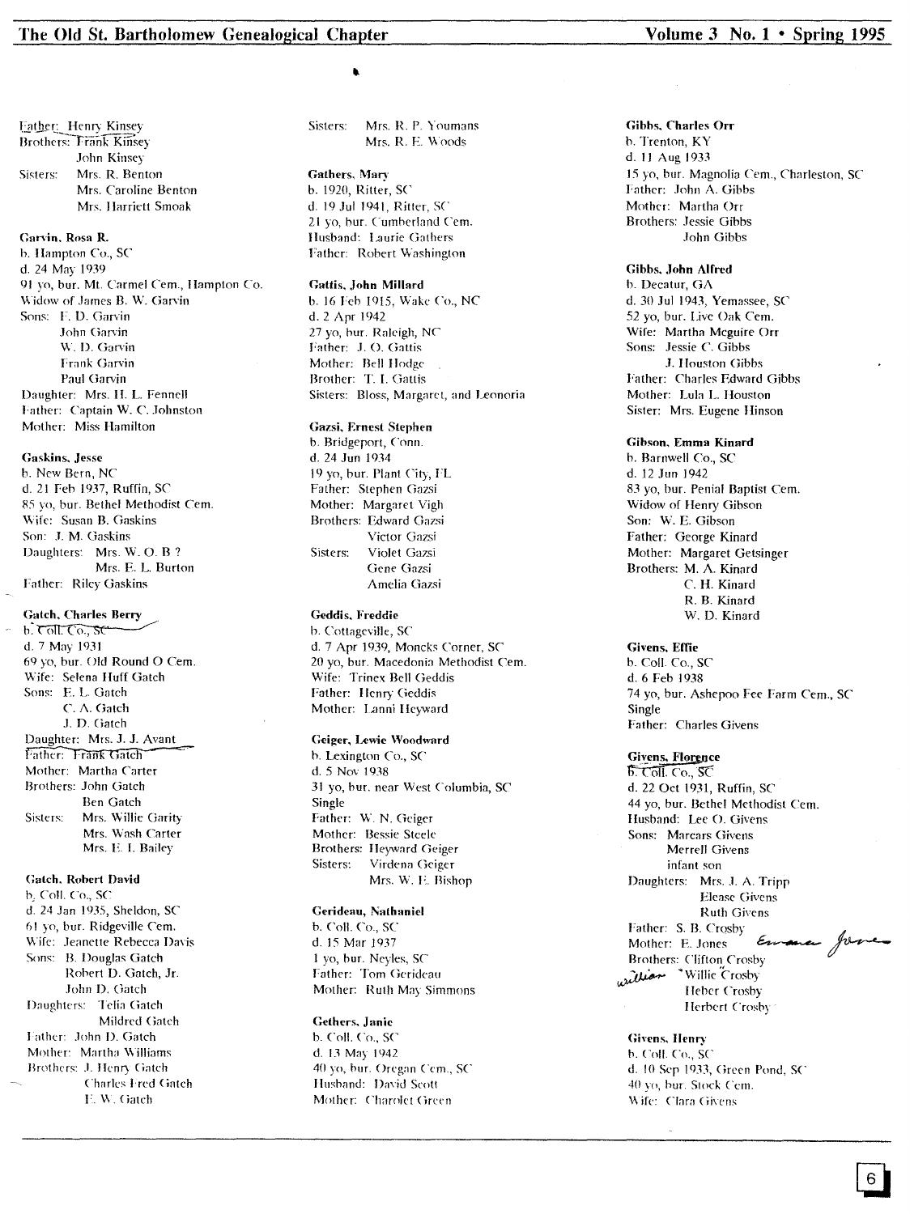Father: Henry Kinsey
Brothers: Frank Kinsey
John Kinsey
Sisters: Mrs. R. Benton
Mrs. Caroline Benton
Mrs. Harriett Smoak

**Garvin, Rosa R.**
b. Hampton Co., SC
d. 24 May 1939
91 yo, bur. Mt. Carmel Cem., Hampton Co.
Widow of James B. W. Garvin
Sons: F. D. Garvin
John Garvin
W. D. Garvin
Frank Garvin
Paul Garvin
Daughter: Mrs. H. L. Fennell
Father: Captain W. C. Johnston
Mother: Miss Hamilton

**Gaskins, Jesse**
b. New Bern, NC
d. 21 Feb 1937, Ruffin, SC
85 yo, bur. Bethel Methodist Cem.
Wife: Susan B. Gaskins
Son: J. M. Gaskins
Daughters: Mrs. W. O. B ?
Mrs. E. L. Burton
Father: Riley Gaskins

**Gatch, Charles Berry**
b. Coll. Co., SC
d. 7 May 1931
69 yo, bur. Old Round O Cem.
Wife: Selena Huff Gatch
Sons: E. L. Gatch
C. A. Gatch
J. D. Gatch
Daughter: Mrs. J. J. Avant
Father: Frank Gatch
Mother: Martha Carter
Brothers: John Gatch
Ben Gatch
Sisters: Mrs. Willie Garity
Mrs. Wash Carter
Mrs. E. I. Bailey

**Gatch, Robert David**
b. Coll. Co., SC
d. 24 Jan 1935, Sheldon, SC
61 yo, bur. Ridgeville Cem.
Wife: Jeanette Rebecca Davis
Sons: B. Douglas Gatch
Robert D. Gatch, Jr.
John D. Gatch
Daughters: Telia Gatch
Mildred Gatch
Father: John D. Gatch
Mother: Martha Williams
Brothers: J. Henry Gatch
Charles Fred Gatch
E. W. Gatch

Sisters: Mrs. R. P. Youmans
Mrs. R. E. Woods

**Gathers, Mary**
b. 1920, Ritter, SC
d. 19 Jul 1941, Ritter, SC
21 yo, bur. Cumberland Cem.
Husband: Laurie Gathers
Father: Robert Washington

**Gattis, John Millard**
b. 16 Feb 1915, Wake Co., NC
d. 2 Apr 1942
27 yo, bur. Raleigh, NC
Father: J. O. Gattis
Mother: Bell Hodge
Brother: T. I. Gattis
Sisters: Bloss, Margaret, and Leonoria

**Gazsi, Ernest Stephen**
b. Bridgeport, Conn.
d. 24 Jun 1934
19 yo, bur. Plant City, FL
Father: Stephen Gazsi
Mother: Margaret Vigh
Brothers: Edward Gazsi
Victor Gazsi
Sisters: Violet Gazsi
Gene Gazsi
Amelia Gazsi

**Geddis, Freddie**
b. Cottageville, SC
d. 7 Apr 1939, Moncks Corner, SC
20 yo, bur. Macedonia Methodist Cem.
Wife: Trinex Bell Geddis
Father: Henry Geddis
Mother: Lanni Heyward

**Geiger, Lewie Woodward**
b. Lexington Co., SC
d. 5 Nov 1938
31 yo, bur. near West Columbia, SC
Single
Father: W. N. Geiger
Mother: Bessie Steele
Brothers: Heyward Geiger
Sisters: Virdena Geiger
Mrs. W. E. Bishop

**Gerideau, Nathaniel**
b. Coll. Co., SC
d. 15 Mar 1937
1 yo, bur. Neyles, SC
Father: Tom Gerideau
Mother: Ruth May Simmons

**Gethers, Janie**
b. Coll. Co., SC
d. 13 May 1942
40 yo, bur. Oregan Cem., SC
Husband: David Scott
Mother: Charolet Green

**Gibbs, Charles Orr**
b. Trenton, KY
d. 11 Aug 1933
15 yo, bur. Magnolia Cem., Charleston, SC
Father: John A. Gibbs
Mother: Martha Orr
Brothers: Jessie Gibbs
John Gibbs

**Gibbs, John Alfred**
b. Decatur, GA
d. 30 Jul 1943, Yemassee, SC
52 yo, bur. Live Oak Cem.
Wife: Martha Mcguire Orr
Sons: Jessie C. Gibbs
J. Houston Gibbs
Father: Charles Edward Gibbs
Mother: Lula L. Houston
Sister: Mrs. Eugene Hinson

**Gibson, Emma Kinard**
b. Barnwell Co., SC
d. 12 Jun 1942
83 yo, bur. Penial Baptist Cem.
Widow of Henry Gibson
Son: W. E. Gibson
Father: George Kinard
Mother: Margaret Getsinger
Brothers: M. A. Kinard
C. H. Kinard
R. B. Kinard
W. D. Kinard

**Givens, Effie**
b. Coll. Co., SC
d. 6 Feb 1938
74 yo, bur. Ashepoo Fee Farm Cem., SC
Single
Father: Charles Givens

**Givens, Florence**
b. Coll. Co., SC
d. 22 Oct 1931, Ruffin, SC
44 yo, bur. Bethel Methodist Cem.
Husband: Lee O. Givens
Sons: Marcears Givens
Merrell Givens
infant son
Daughters: Mrs. J. A. Tripp
Elease Givens
Ruth Givens
Father: S. B. Crosby
Mother: E. Jones Emma Jones
Brothers: Clifton Crosby
William "Willie" Crosby
Heber Crosby
Herbert Crosby

**Givens, Henry**
b. Coll. Co., SC
d. 10 Sep 1933, Green Pond, SC
40 yo, bur. Stock Cem.
Wife: Clara Givens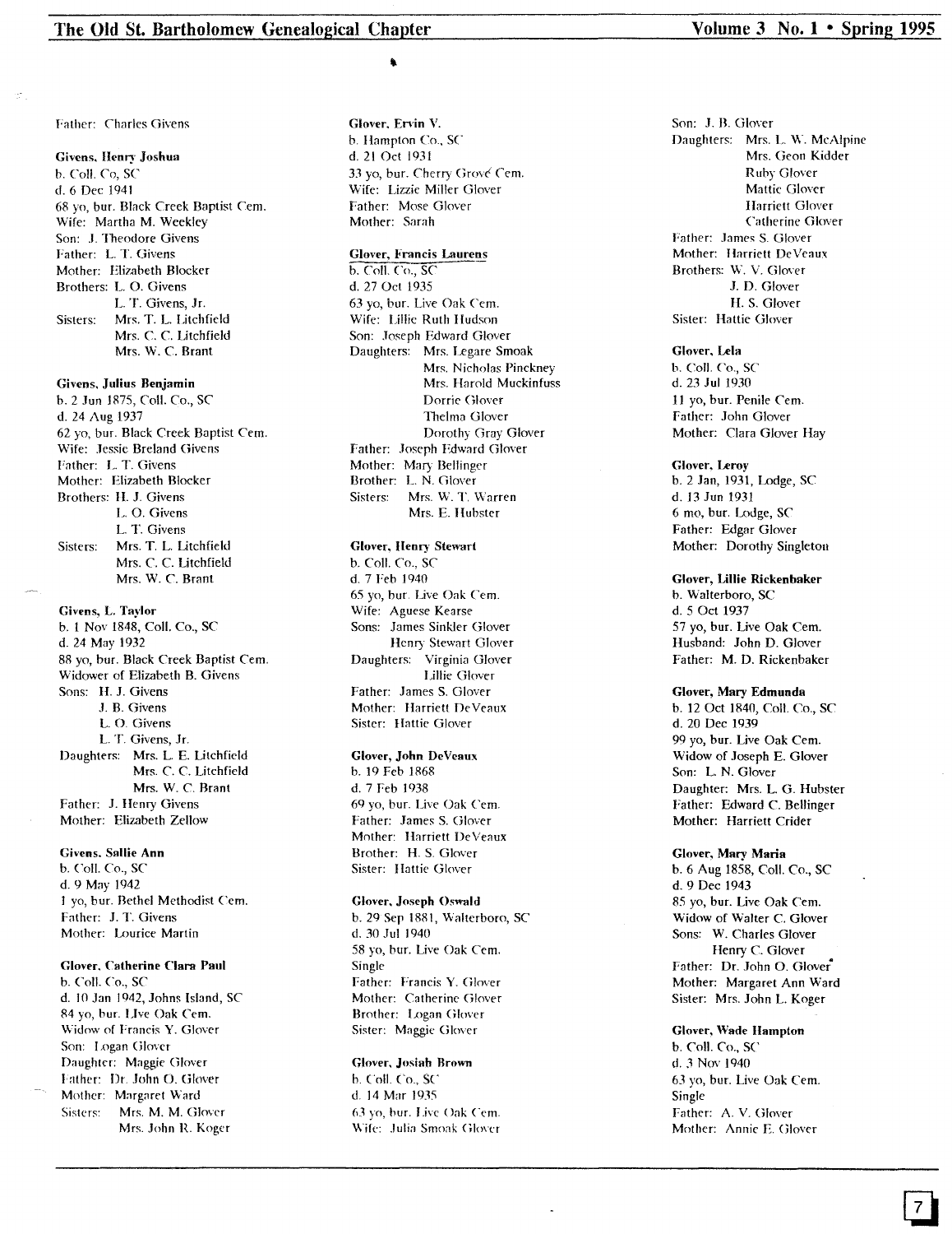Father: Charles Givens

**Givens, Henry Joshua**
b. Coll. Co, SC
d. 6 Dec 1941
68 yo, bur. Black Creek Baptist Cem.
Wife: Martha M. Weekley
Son: J. Theodore Givens
Father: L. T. Givens
Mother: Elizabeth Blocker
Brothers: L. O. Givens
L. T. Givens, Jr.
Sisters: Mrs. T. L. Litchfield
Mrs. C. C. Litchfield
Mrs. W. C. Brant

**Givens, Julius Benjamin**
b. 2 Jun 1875, Coll. Co., SC
d. 24 Aug 1937
62 yo, bur. Black Creek Baptist Cem.
Wife: Jessie Breland Givens
Father: L. T. Givens
Mother: Elizabeth Blocker
Brothers: H. J. Givens
L. O. Givens
L. T. Givens
Sisters: Mrs. T. L. Litchfield
Mrs. C. C. Litchfield
Mrs. W. C. Brant

**Givens, L. Taylor**
b. 1 Nov 1848, Coll. Co., SC
d. 24 May 1932
88 yo, bur. Black Creek Baptist Cem.
Widower of Elizabeth B. Givens
Sons: H. J. Givens
J. B. Givens
L. O. Givens
L. T. Givens, Jr.
Daughters: Mrs. L. E. Litchfield
Mrs. C. C. Litchfield
Mrs. W. C. Brant
Father: J. Henry Givens
Mother: Elizabeth Zellow

**Givens, Sallie Ann**
b. Coll. Co., SC
d. 9 May 1942
1 yo, bur. Bethel Methodist Cem.
Father: J. T. Givens
Mother: Lourice Martin

**Glover, Catherine Clara Paul**
b. Coll. Co., SC
d. 10 Jan 1942, Johns Island, SC
84 yo, bur. LIve Oak Cem.
Widow of Francis Y. Glover
Son: Logan Glover
Daughter: Maggie Glover
Father: Dr. John O. Glover
Mother: Margaret Ward
Sisters: Mrs. M. M. Glover
Mrs. John R. Koger

**Glover, Ervin V.**
b. Hampton Co., SC
d. 21 Oct 1931
33 yo, bur. Cherry Grové Cem.
Wife: Lizzie Miller Glover
Father: Mose Glover
Mother: Sarah

**Glover, Francis Laurens**
b. Coll. Co., SC
d. 27 Oct 1935
63 yo, bur. Live Oak Cem.
Wife: Lillie Ruth Hudson
Son: Joseph Edward Glover
Daughters: Mrs. Legare Smoak
Mrs. Nicholas Pinckney
Mrs. Harold Muckinfuss
Dorrie Glover
Thelma Glover
Dorothy Gray Glover
Father: Joseph Edward Glover
Mother: Mary Bellinger
Brother: L. N. Glover
Sisters: Mrs. W. T. Warren
Mrs. E. Hubster

**Glover, Henry Stewart**
b. Coll. Co., SC
d. 7 Feb 1940
65 yo, bur. Live Oak Cem.
Wife: Aguese Kearse
Sons: James Sinkler Glover
Henry Stewart Glover
Daughters: Virginia Glover
Lillie Glover
Father: James S. Glover
Mother: Harriett DeVeaux
Sister: Hattie Glover

**Glover, John DeVeaux**
b. 19 Feb 1868
d. 7 Feb 1938
69 yo, bur. Live Oak Cem.
Father: James S. Glover
Mother: Harriett DeVeaux
Brother: H. S. Glover
Sister: Hattie Glover

**Glover, Joseph Oswald**
b. 29 Sep 1881, Walterboro, SC
d. 30 Jul 1940
58 yo, bur. Live Oak Cem.
Single
Father: Francis Y. Glover
Mother: Catherine Glover
Brother: Logan Glover
Sister: Maggie Glover

**Glover, Josiah Brown**
b. Coll. Co., SC
d. 14 Mar 1935
63 yo, bur. Live Oak Cem.
Wife: Julia Smoak Glover
Son: J. B. Glover
Daughters: Mrs. L. W. McAlpine
Mrs. Geon Kidder
Ruby Glover
Mattie Glover
Harriett Glover
Catherine Glover
Father: James S. Glover
Mother: Harriett DeVeaux
Brothers: W. V. Glover
J. D. Glover
H. S. Glover
Sister: Hattie Glover

**Glover, Lela**
b. Coll. Co., SC
d. 23 Jul 1930
11 yo, bur. Penile Cem.
Father: John Glover
Mother: Clara Glover Hay

**Glover, Leroy**
b. 2 Jan, 1931, Lodge, SC
d. 13 Jun 1931
6 mo, bur. Lodge, SC
Father: Edgar Glover
Mother: Dorothy Singleton

**Glover, Lillie Rickenbaker**
b. Walterboro, SC
d. 5 Oct 1937
57 yo, bur. Live Oak Cem.
Husband: John D. Glover
Father: M. D. Rickenbaker

**Glover, Mary Edmunda**
b. 12 Oct 1840, Coll. Co., SC
d. 20 Dec 1939
99 yo, bur. Live Oak Cem.
Widow of Joseph E. Glover
Son: L. N. Glover
Daughter: Mrs. L. G. Hubster
Father: Edward C. Bellinger
Mother: Harriett Crider

**Glover, Mary Maria**
b. 6 Aug 1858, Coll. Co., SC
d. 9 Dec 1943
85 yo, bur. Live Oak Cem.
Widow of Walter C. Glover
Sons: W. Charles Glover
Henry C. Glover
Father: Dr. John O. Glover
Mother: Margaret Ann Ward
Sister: Mrs. John L. Koger

**Glover, Wade Hampton**
b. Coll. Co., SC
d. 3 Nov 1940
63 yo, bur. Live Oak Cem.
Single
Father: A. V. Glover
Mother: Annie E. Glover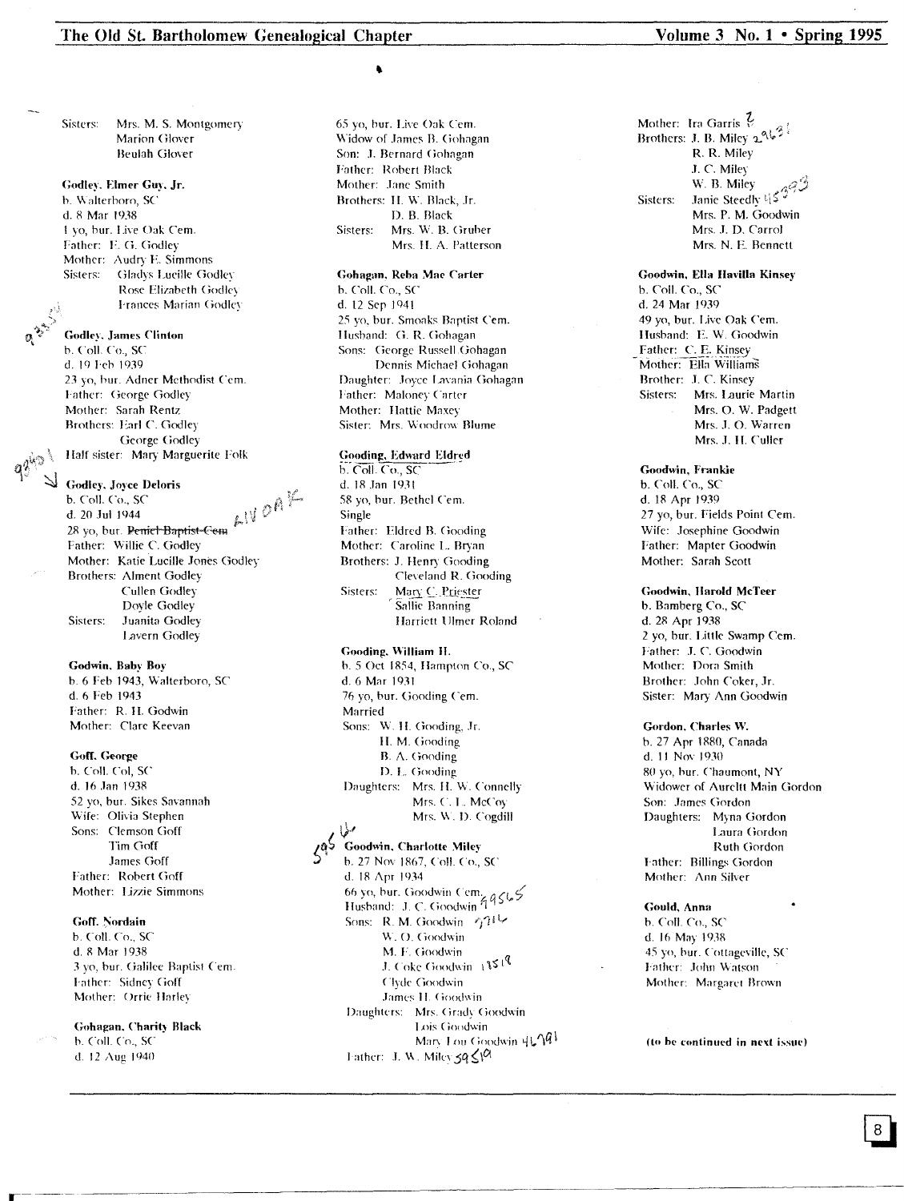Sisters: Mrs. M. S. Montgomery
Marion Glover
Beulah Glover

**Godley, Elmer Guy, Jr.**
b. Walterboro, SC
d. 8 Mar 1938
1 yo, bur. Live Oak Cem.
Father: E. G. Godley
Mother: Audry E. Simmons
Sisters: Gladys Lucille Godley
Rose Elizabeth Godley
Frances Marian Godley

**Godley, James Clinton**
b. Coll. Co., SC
d. 19 Feb 1939
23 yo, bur. Adner Methodist Cem.
Father: George Godley
Mother: Sarah Rentz
Brothers: Earl C. Godley
George Godley
Half sister: Mary Marguerite Folk

**Godley, Joyce Deloris**
b. Coll. Co., SC
d. 20 Jul 1944
28 yo, bur. ~~Penicl Baptist Cem~~ LIV OAK
Father: Willie C. Godley
Mother: Katie Lucille Jones Godley
Brothers: Alment Godley
Cullen Godley
Doyle Godley
Sisters: Juanita Godley
Lavern Godley

**Godwin, Baby Boy**
b. 6 Feb 1943, Walterboro, SC
d. 6 Feb 1943
Father: R. H. Godwin
Mother: Clare Keevan

**Goff, George**
b. Coll. Col, SC
d. 16 Jan 1938
52 yo, bur. Sikes Savannah
Wife: Olivia Stephen
Sons: Clemson Goff
Tim Goff
James Goff
Father: Robert Goff
Mother: Lizzie Simmons

**Goff, Nordain**
b. Coll. Co., SC
d. 8 Mar 1938
3 yo, bur. Galilee Baptist Cem.
Father: Sidney Goff
Mother: Orrie Harley

**Gohagan, Charity Black**
b. Coll. Co., SC
d. 12 Aug 1940
65 yo, bur. Live Oak Cem.
Widow of James B. Gohagan
Son: J. Bernard Gohagan
Father: Robert Black
Mother: Jane Smith
Brothers: H. W. Black, Jr.
D. B. Black
Sisters: Mrs. W. B. Gruber
Mrs. H. A. Patterson

**Gohagan, Reba Mae Carter**
b. Coll. Co., SC
d. 12 Sep 1941
25 yo, bur. Smoaks Baptist Cem.
Husband: G. R. Gohagan
Sons: George Russell Gohagan
Dennis Michael Gohagan
Daughter: Joyce Lavania Gohagan
Father: Maloney Carter
Mother: Hattie Maxey
Sister: Mrs. Woodrow Blume

**Gooding, Edward Eldred**
b. Coll. Co., SC
d. 18 Jan 1931
58 yo, bur. Bethel Cem.
Single
Father: Eldred B. Gooding
Mother: Caroline L. Bryan
Brothers: J. Henry Gooding
Cleveland R. Gooding
Sisters: Mary C. Priester
Sallie Banning
Harriett Ulmer Roland

**Gooding, William H.**
b. 5 Oct 1854, Hampton Co., SC
d. 6 Mar 1931
76 yo, bur. Gooding Cem.
Married
Sons: W. H. Gooding, Jr.
H. M. Gooding
B. A. Gooding
D. L. Gooding
Daughters: Mrs. H. W. Connelly
Mrs. C. L. McCoy
Mrs. W. D. Cogdill

**Goodwin, Charlotte Miley**
b. 27 Nov 1867, Coll. Co., SC
d. 18 Apr 1934
66 yo, bur. Goodwin Cem.
Husband: J. C. Goodwin
Sons: R. M. Goodwin
W. O. Goodwin
M. F. Goodwin
J. Coke Goodwin
Clyde Goodwin
James H. Goodwin
Daughters: Mrs. Grady Goodwin
Lois Goodwin
Mary Lou Goodwin
Father: J. W. Miley
Mother: Ira Garris
Brothers: J. B. Miley
R. R. Miley
J. C. Miley
W. B. Miley
Sisters: Janie Steedly
Mrs. P. M. Goodwin
Mrs. J. D. Carrol
Mrs. N. E. Bennett

**Goodwin, Ella Havilla Kinsey**
b. Coll. Co., SC
d. 24 Mar 1939
49 yo, bur. Live Oak Cem.
Husband: E. W. Goodwin
Father: C. E. Kinsey
Mother: Ella Williams
Brother: J. C. Kinsey
Sisters: Mrs. Laurie Martin
Mrs. O. W. Padgett
Mrs. J. O. Warren
Mrs. J. H. Culler

**Goodwin, Frankie**
b. Coll. Co., SC
d. 18 Apr 1939
27 yo, bur. Fields Point Cem.
Wife: Josephine Goodwin
Father: Mapter Goodwin
Mother: Sarah Scott

**Goodwin, Harold McTeer**
b. Bamberg Co., SC
d. 28 Apr 1938
2 yo, bur. Little Swamp Cem.
Father: J. C. Goodwin
Mother: Dora Smith
Brother: John Coker, Jr.
Sister: Mary Ann Goodwin

**Gordon, Charles W.**
b. 27 Apr 1880, Canada
d. 11 Nov 1930
80 yo, bur. Chaumont, NY
Widower of Aurelt Main Gordon
Son: James Gordon
Daughters: Myna Gordon
Laura Gordon
Ruth Gordon
Father: Billings Gordon
Mother: Ann Silver

**Gould, Anna**
b. Coll. Co., SC
d. 16 May 1938
45 yo, bur. Cottageville, SC
Father: John Watson
Mother: Margaret Brown

**(to be continued in next issue)**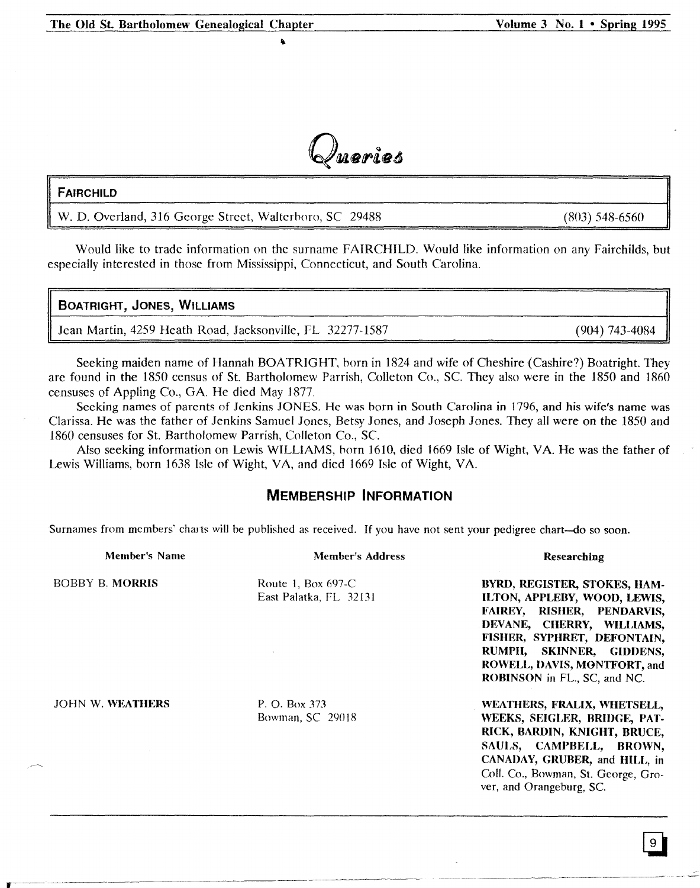# Queries

## FAIRCHILD

W. D. Overland, 316 George Street, Walterboro, SC 29488 (803) 548-6560

Would like to trade information on the surname FAIRCHILD. Would like information on any Fairchilds, but especially interested in those from Mississippi, Connecticut, and South Carolina.

## BOATRIGHT, JONES, WILLIAMS

Jean Martin, 4259 Heath Road, Jacksonville, FL 32277-1587 (904) 743-4084

Seeking maiden name of Hannah BOATRIGHT, born in 1824 and wife of Cheshire (Cashire?) Boatright. They are found in the 1850 census of St. Bartholomew Parrish, Colleton Co., SC. They also were in the 1850 and 1860 censuses of Appling Co., GA. He died May 1877.

Seeking names of parents of Jenkins JONES. He was born in South Carolina in 1796, and his wife's name was Clarissa. He was the father of Jenkins Samuel Jones, Betsy Jones, and Joseph Jones. They all were on the 1850 and 1860 censuses for St. Bartholomew Parrish, Colleton Co., SC.

Also seeking information on Lewis WILLIAMS, born 1610, died 1669 Isle of Wight, VA. He was the father of Lewis Williams, born 1638 Isle of Wight, VA, and died 1669 Isle of Wight, VA.

## MEMBERSHIP INFORMATION

Surnames from members' charts will be published as received. If you have not sent your pedigree chart—do so soon.

| Member's Name | Member's Address | Researching |
|---|---|---|
| BOBBY B. **MORRIS** | Route 1, Box 697-C<br>East Palatka, FL 32131 | **BYRD, REGISTER, STOKES, HAMILTON, APPLEBY, WOOD, LEWIS, FAIREY, RISHER, PENDARVIS, DEVANE, CHERRY, WILLIAMS, FISHER, SYPHRET, DEFONTAIN, RUMPH, SKINNER, GIDDENS, ROWELL, DAVIS, MONTFORT,** and **ROBINSON** in FL, SC, and NC. |
| JOHN W. **WEATHERS** | P. O. Box 373<br>Bowman, SC 29018 | **WEATHERS, FRALIX, WHETSELL, WEEKS, SEIGLER, BRIDGE, PATRICK, BARDIN, KNIGHT, BRUCE, SAULS, CAMPBELL, BROWN, CANADAY, GRUBER,** and **HILL**, in Coll. Co., Bowman, St. George, Grover, and Orangeburg, SC. |